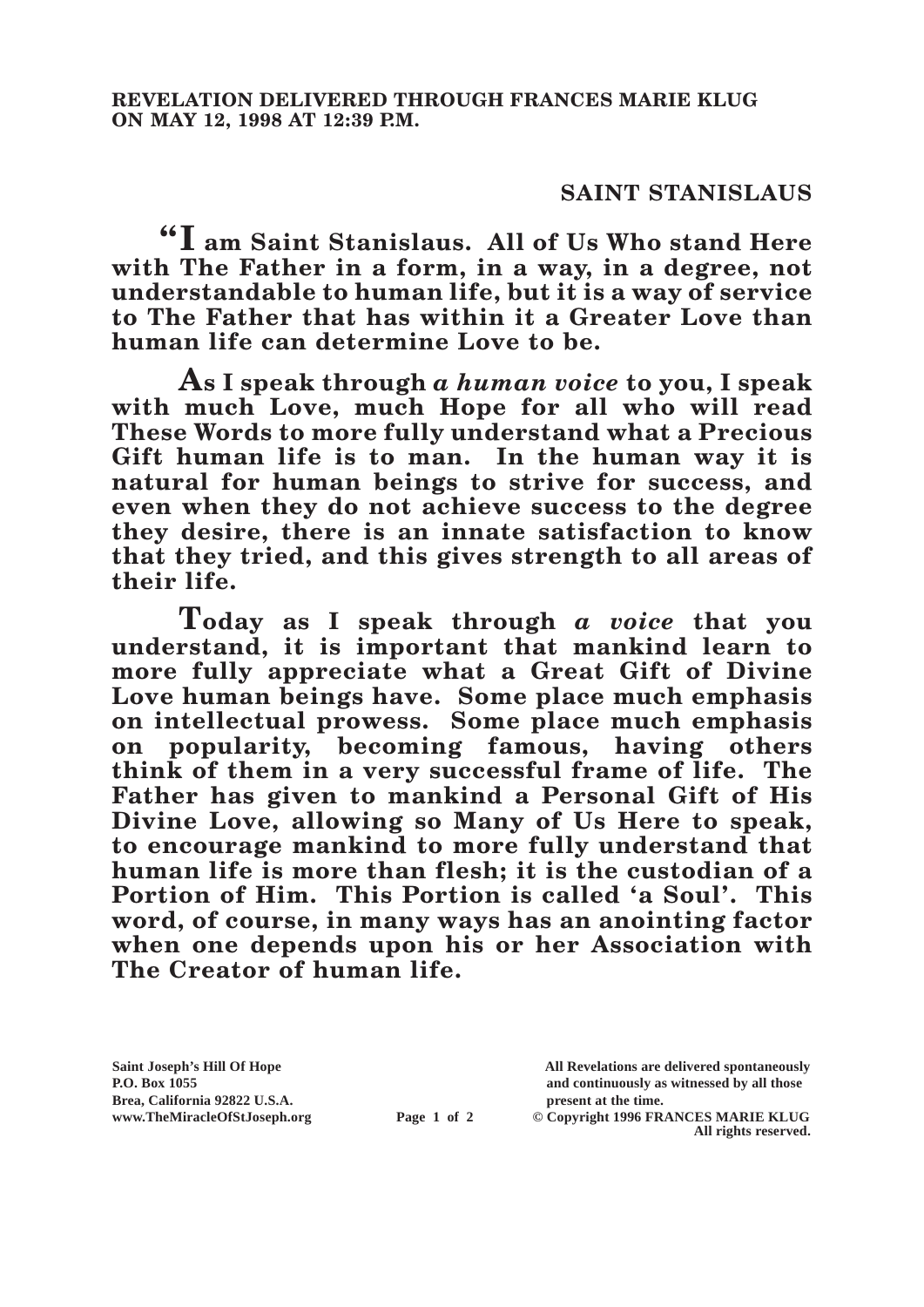**REVELATION DELIVERED THROUGH FRANCES MARIE KLUG ON MAY 12, 1998 AT 12:39 P.M.**

## SAINT STANISLAUS

**"I am Saint Stanislaus. All of Us Who stand Here with The Father in a form, in a way, in a degree, not understandable to human life, but it is a way of service to The Father that has within it a Greater Love than human life can determine Love to be.**

**As I speak through *a human voice* to you, I speak with much Love, much Hope for all who will read These Words to more fully understand what a Precious Gift human life is to man. In the human way it is natural for human beings to strive for success, and even when they do not achieve success to the degree they desire, there is an innate satisfaction to know that they tried, and this gives strength to all areas of their life.**

**Today as I speak through *a voice* that you understand, it is important that mankind learn to more fully appreciate what a Great Gift of Divine Love human beings have. Some place much emphasis on intellectual prowess. Some place much emphasis on popularity, becoming famous, having others think of them in a very successful frame of life. The Father has given to mankind a Personal Gift of His Divine Love, allowing so Many of Us Here to speak, to encourage mankind to more fully understand that human life is more than flesh; it is the custodian of a Portion of Him. This Portion is called 'a Soul'. This word, of course, in many ways has an anointing factor when one depends upon his or her Association with The Creator of human life.**

Saint Joseph's Hill Of Hope
P.O. Box 1055
Brea, California 92822 U.S.A.
www.TheMiracleOfStJoseph.org

All Revelations are delivered spontaneously and continuously as witnessed by all those present at the time.
© Copyright 1996 FRANCES MARIE KLUG
All rights reserved.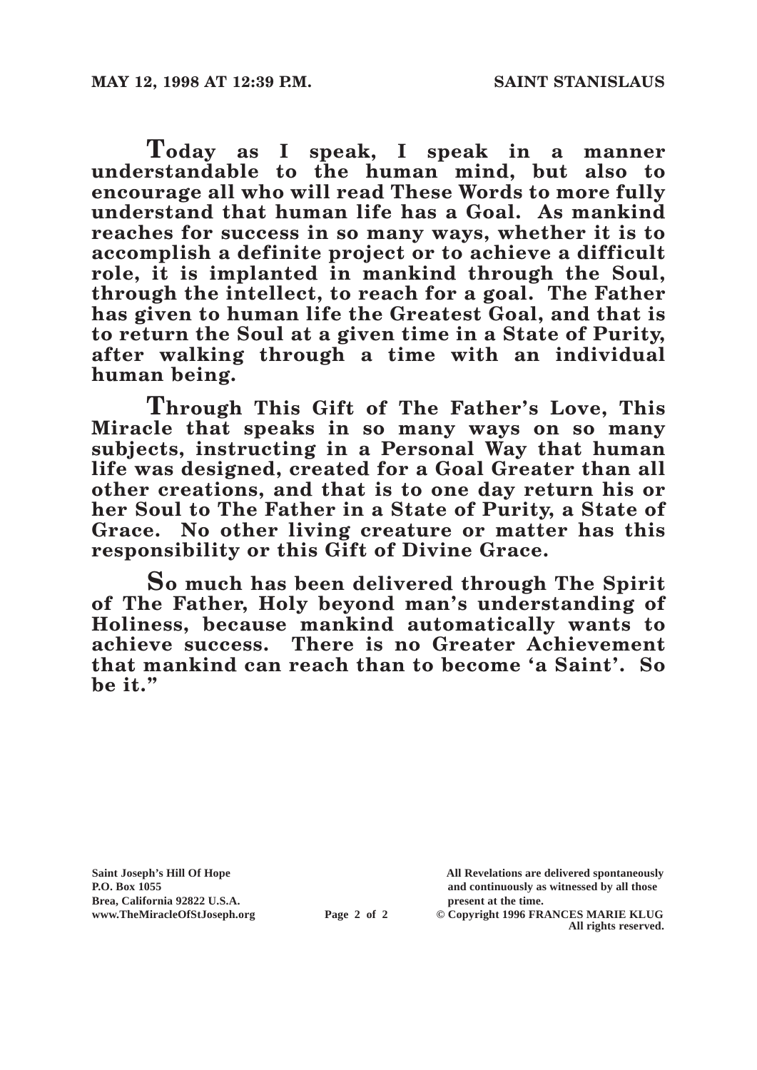**Today as I speak, I speak in a manner understandable to the human mind, but also to encourage all who will read These Words to more fully understand that human life has a Goal. As mankind reaches for success in so many ways, whether it is to accomplish a definite project or to achieve a difficult role, it is implanted in mankind through the Soul, through the intellect, to reach for a goal. The Father has given to human life the Greatest Goal, and that is to return the Soul at a given time in a State of Purity, after walking through a time with an individual human being.**

**Through This Gift of The Father's Love, This Miracle that speaks in so many ways on so many subjects, instructing in a Personal Way that human life was designed, created for a Goal Greater than all other creations, and that is to one day return his or her Soul to The Father in a State of Purity, a State of Grace. No other living creature or matter has this responsibility or this Gift of Divine Grace.**

**So much has been delivered through The Spirit of The Father, Holy beyond man's understanding of Holiness, because mankind automatically wants to achieve success. There is no Greater Achievement that mankind can reach than to become 'a Saint'. So be it."**